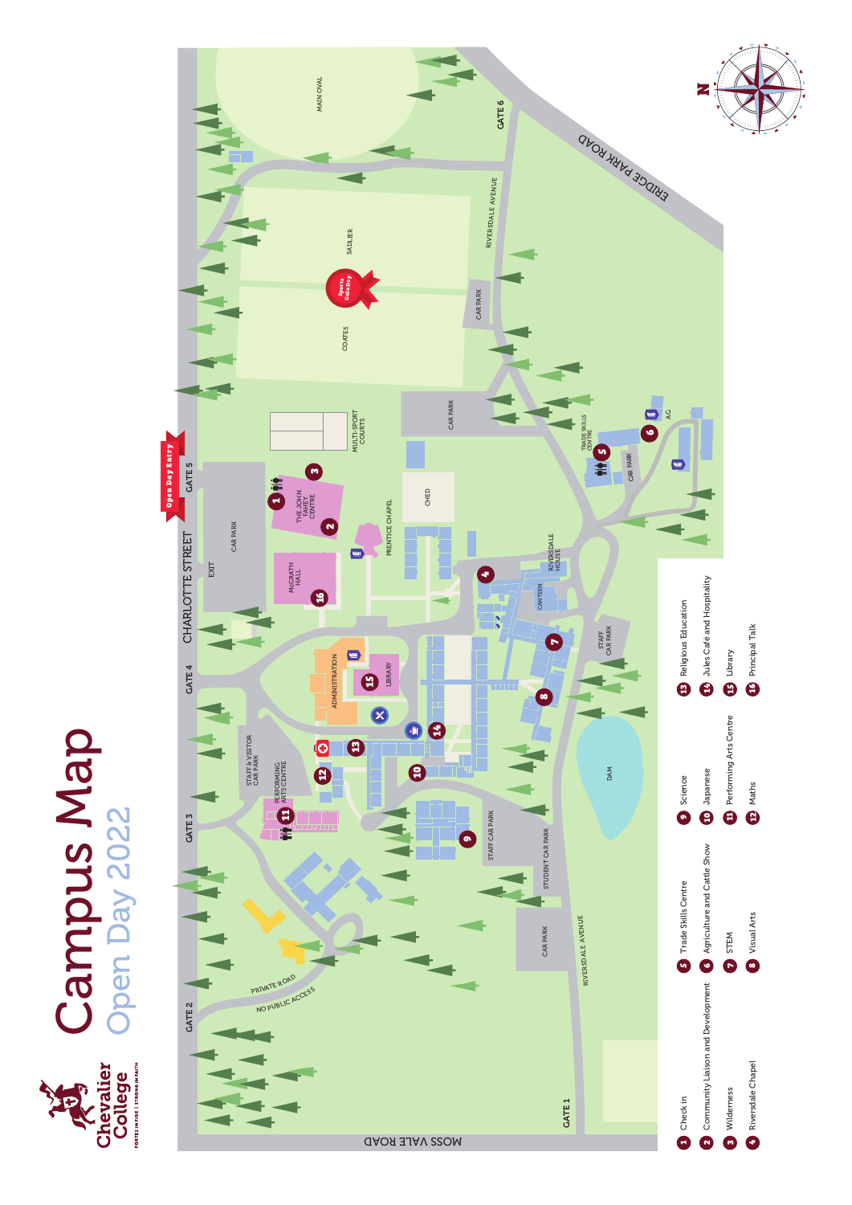# Campus Map

## Open Day 2022

Chevalier College

FORTES IN FIDE | STRONG IN FAITH

1. Check in
2. Community Liaison and Development
3. Wilderness
4. Riversdale Chapel
5. Trade Skills Centre
6. Agriculture and Cattle Show
7. STEM
8. Visual Arts
9. Science
10. Japanese
11. Performing Arts Centre
12. Maths
13. Religious Education
14. Jules Café and Hospitality
15. Library
16. Principal Talk

MAIN OVAL
SADLIER
COATES
Sports Gala Day
MULTI-SPORT COURTS
GATE 1
GATE 2
GATE 3
GATE 4
GATE 5
GATE 6
Open Day Entry
CHARLOTTE STREET
MOSS VALE ROAD
ERIDGE PARK ROAD
RIVERSDALE AVENUE
CAR PARK
EXIT
THE JOHN FAHEY CENTRE
MCGRATH HALL
PRENTICE CHAPEL
CHED
RIVERSDALE HOUSE
CANTEEN
STAFF CAR PARK
TRADE SKILLS CENTRE
AG
ADMINISTRATION
LIBRARY
STAFF & VISITOR CAR PARK
PERFORMING ARTS CENTRE
STUDENT CAR PARK
DAM
PRIVATE ROAD
NO PUBLIC ACCESS
N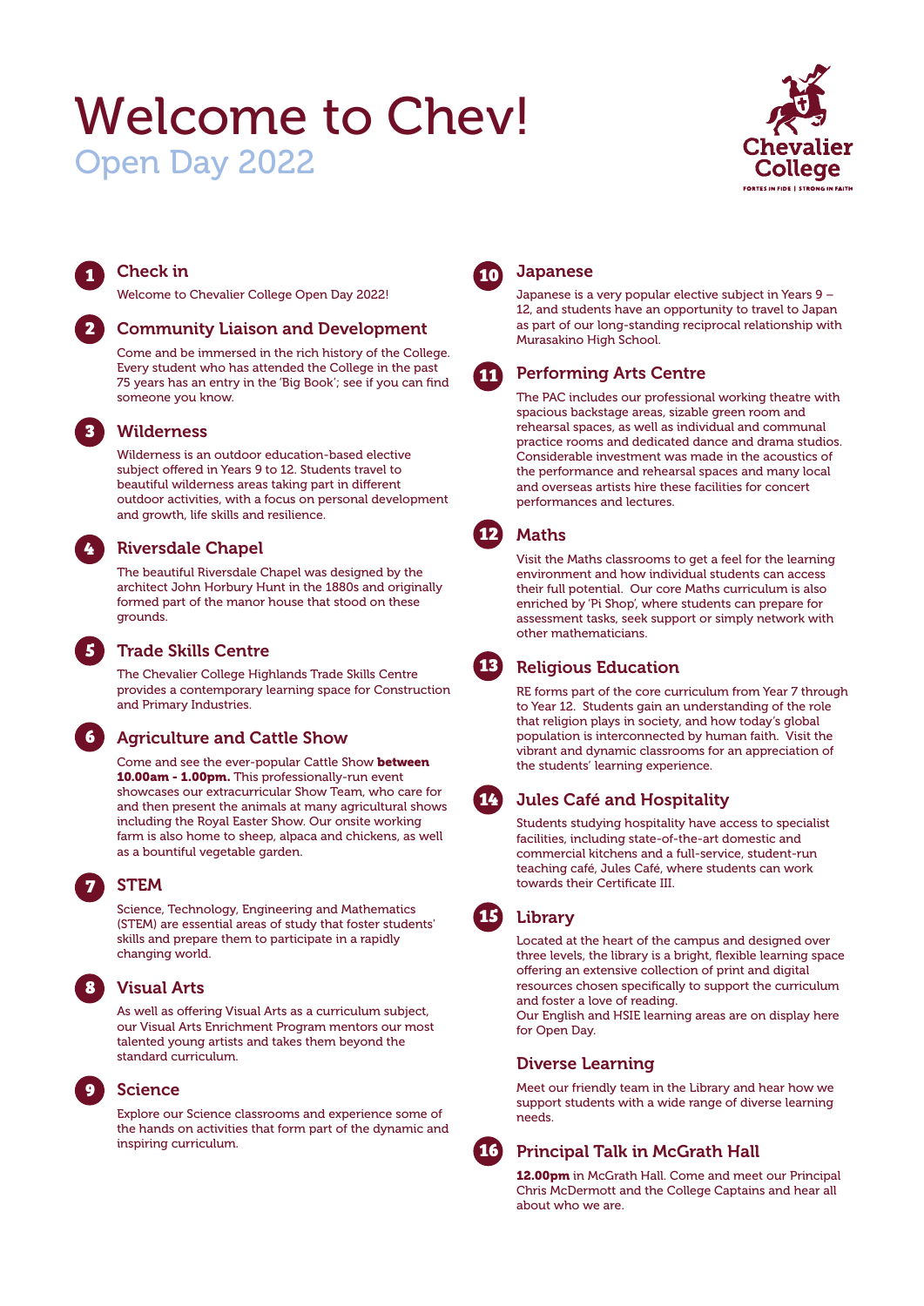# Welcome to Chev!

## Open Day 2022

Chevalier College

FORTES IN FIDE | STRONG IN FAITH

### 1 Check in

Welcome to Chevalier College Open Day 2022!

### 2 Community Liaison and Development

Come and be immersed in the rich history of the College. Every student who has attended the College in the past 75 years has an entry in the 'Big Book'; see if you can find someone you know.

### 3 Wilderness

Wilderness is an outdoor education-based elective subject offered in Years 9 to 12. Students travel to beautiful wilderness areas taking part in different outdoor activities, with a focus on personal development and growth, life skills and resilience.

### 4 Riversdale Chapel

The beautiful Riversdale Chapel was designed by the architect John Horbury Hunt in the 1880s and originally formed part of the manor house that stood on these grounds.

### 5 Trade Skills Centre

The Chevalier College Highlands Trade Skills Centre provides a contemporary learning space for Construction and Primary Industries.

### 6 Agriculture and Cattle Show

Come and see the ever-popular Cattle Show **between 10.00am - 1.00pm.** This professionally-run event showcases our extracurricular Show Team, who care for and then present the animals at many agricultural shows including the Royal Easter Show. Our onsite working farm is also home to sheep, alpaca and chickens, as well as a bountiful vegetable garden.

### 7 STEM

Science, Technology, Engineering and Mathematics (STEM) are essential areas of study that foster students' skills and prepare them to participate in a rapidly changing world.

### 8 Visual Arts

As well as offering Visual Arts as a curriculum subject, our Visual Arts Enrichment Program mentors our most talented young artists and takes them beyond the standard curriculum.

### 9 Science

Explore our Science classrooms and experience some of the hands on activities that form part of the dynamic and inspiring curriculum.

### 10 Japanese

Japanese is a very popular elective subject in Years 9 – 12, and students have an opportunity to travel to Japan as part of our long-standing reciprocal relationship with Murasakino High School.

### 11 Performing Arts Centre

The PAC includes our professional working theatre with spacious backstage areas, sizable green room and rehearsal spaces, as well as individual and communal practice rooms and dedicated dance and drama studios. Considerable investment was made in the acoustics of the performance and rehearsal spaces and many local and overseas artists hire these facilities for concert performances and lectures.

### 12 Maths

Visit the Maths classrooms to get a feel for the learning environment and how individual students can access their full potential. Our core Maths curriculum is also enriched by 'Pi Shop', where students can prepare for assessment tasks, seek support or simply network with other mathematicians.

### 13 Religious Education

RE forms part of the core curriculum from Year 7 through to Year 12. Students gain an understanding of the role that religion plays in society, and how today's global population is interconnected by human faith. Visit the vibrant and dynamic classrooms for an appreciation of the students' learning experience.

### 14 Jules Café and Hospitality

Students studying hospitality have access to specialist facilities, including state-of-the-art domestic and commercial kitchens and a full-service, student-run teaching café, Jules Café, where students can work towards their Certificate III.

### 15 Library

Located at the heart of the campus and designed over three levels, the library is a bright, flexible learning space offering an extensive collection of print and digital resources chosen specifically to support the curriculum and foster a love of reading.
Our English and HSIE learning areas are on display here for Open Day.

### Diverse Learning

Meet our friendly team in the Library and hear how we support students with a wide range of diverse learning needs.

### 16 Principal Talk in McGrath Hall

**12.00pm** in McGrath Hall. Come and meet our Principal Chris McDermott and the College Captains and hear all about who we are.